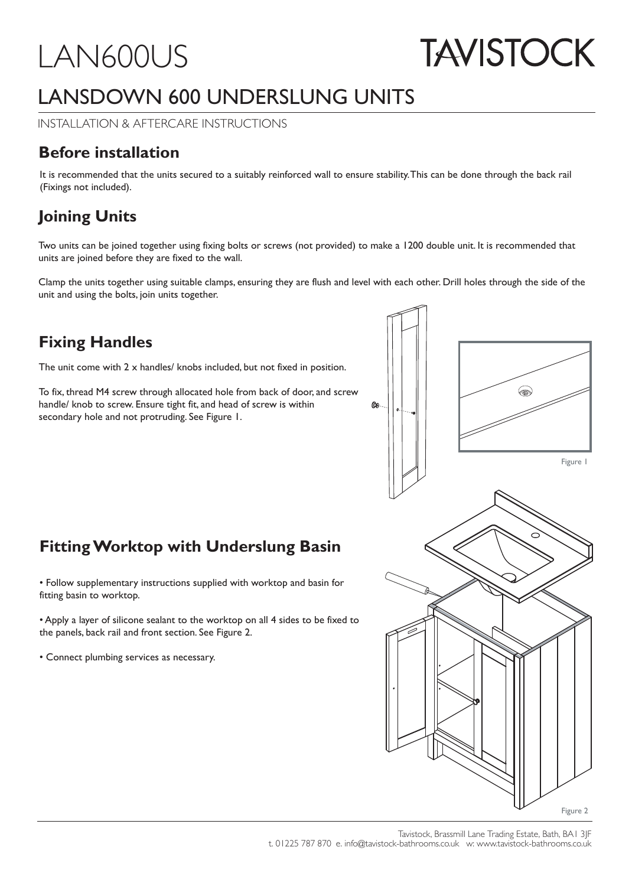# LAN600US

TAVISTOCK

## LANSDOWN 600 UNDERSLUNG UNITS

INSTALLATION & AFTERCARE INSTRUCTIONS

### Before installation

It is recommended that the units secured to a suitably reinforced wall to ensure stability. This can be done through the back rail (Fixings not included).

### Joining Units

Two units can be joined together using fixing bolts or screws (not provided) to make a 1200 double unit. It is recommended that units are joined before they are fixed to the wall.

Clamp the units together using suitable clamps, ensuring they are flush and level with each other. Drill holes through the side of the unit and using the bolts, join units together.

### Fixing Handles

The unit come with 2 x handles/ knobs included, but not fixed in position.

To fix, thread M4 screw through allocated hole from back of door, and screw handle/ knob to screw. Ensure tight fit, and head of screw is within secondary hole and not protruding. See Figure 1.

Figure 1

### Fitting Worktop with Underslung Basin

- Follow supplementary instructions supplied with worktop and basin for fitting basin to worktop.
- Apply a layer of silicone sealant to the worktop on all 4 sides to be fixed to the panels, back rail and front section. See Figure 2.
- Connect plumbing services as necessary.

Figure 2

Tavistock, Brassmill Lane Trading Estate, Bath, BA1 3JF
t. 01225 787 870 e. info@tavistock-bathrooms.co.uk w: www.tavistock-bathrooms.co.uk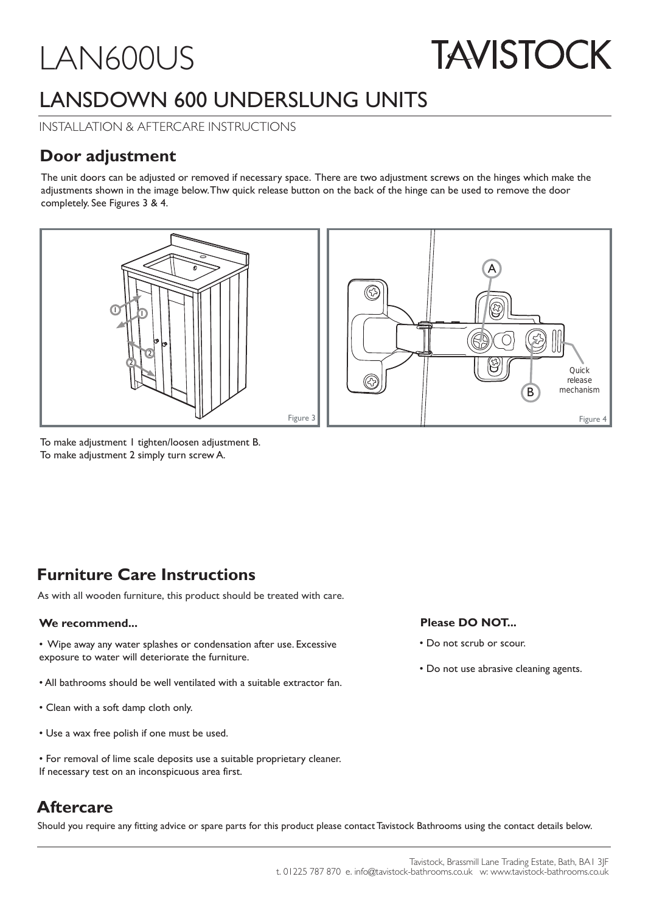# LAN600US

TAVISTOCK

## LANSDOWN 600 UNDERSLUNG UNITS

INSTALLATION & AFTERCARE INSTRUCTIONS

### Door adjustment

The unit doors can be adjusted or removed if necessary space. There are two adjustment screws on the hinges which make the adjustments shown in the image below.Thw quick release button on the back of the hinge can be used to remove the door completely. See Figures 3 & 4.

1
1
2
2

Figure 3

A
B
Quick release mechanism

Figure 4

To make adjustment 1 tighten/loosen adjustment B.
To make adjustment 2 simply turn screw A.

### Furniture Care Instructions

As with all wooden furniture, this product should be treated with care.

**We recommend...**

- Wipe away any water splashes or condensation after use. Excessive exposure to water will deteriorate the furniture.
- All bathrooms should be well ventilated with a suitable extractor fan.
- Clean with a soft damp cloth only.
- Use a wax free polish if one must be used.
- For removal of lime scale deposits use a suitable proprietary cleaner. If necessary test on an inconspicuous area first.

**Please DO NOT...**

- Do not scrub or scour.
- Do not use abrasive cleaning agents.

### Aftercare

Should you require any fitting advice or spare parts for this product please contact Tavistock Bathrooms using the contact details below.

Tavistock, Brassmill Lane Trading Estate, Bath, BA1 3JF
t. 01225 787 870 e. info@tavistock-bathrooms.co.uk w: www.tavistock-bathrooms.co.uk